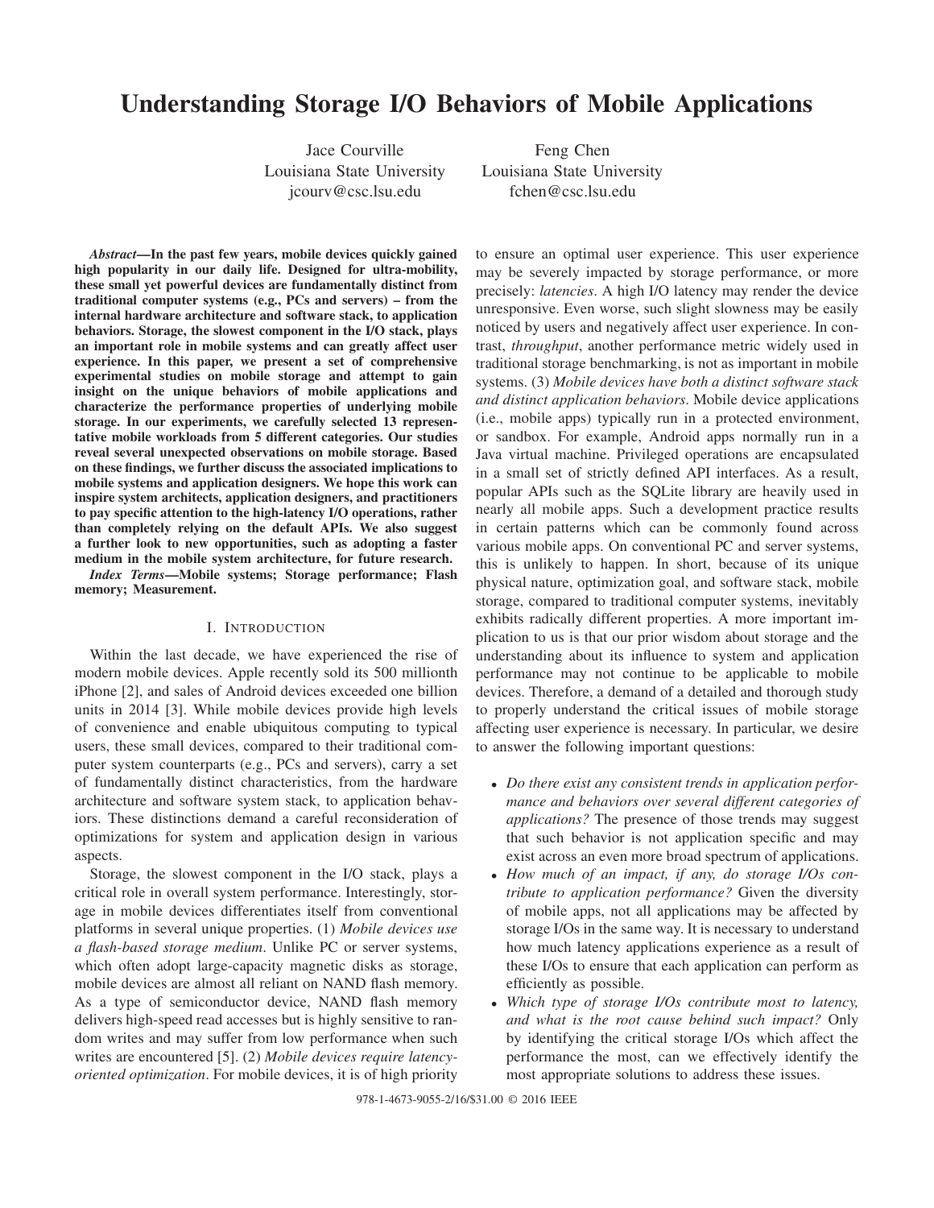# Understanding Storage I/O Behaviors of Mobile Applications

Jace Courville
Louisiana State University
jcourv@csc.lsu.edu

Feng Chen
Louisiana State University
fchen@csc.lsu.edu

***Abstract*—In the past few years, mobile devices quickly gained high popularity in our daily life. Designed for ultra-mobility, these small yet powerful devices are fundamentally distinct from traditional computer systems (e.g., PCs and servers) – from the internal hardware architecture and software stack, to application behaviors. Storage, the slowest component in the I/O stack, plays an important role in mobile systems and can greatly affect user experience. In this paper, we present a set of comprehensive experimental studies on mobile storage and attempt to gain insight on the unique behaviors of mobile applications and characterize the performance properties of underlying mobile storage. In our experiments, we carefully selected 13 representative mobile workloads from 5 different categories. Our studies reveal several unexpected observations on mobile storage. Based on these findings, we further discuss the associated implications to mobile systems and application designers. We hope this work can inspire system architects, application designers, and practitioners to pay specific attention to the high-latency I/O operations, rather than completely relying on the default APIs. We also suggest a further look to new opportunities, such as adopting a faster medium in the mobile system architecture, for future research.**

***Index Terms*—Mobile systems; Storage performance; Flash memory; Measurement.**

## I. Introduction

Within the last decade, we have experienced the rise of modern mobile devices. Apple recently sold its 500 millionth iPhone [2], and sales of Android devices exceeded one billion units in 2014 [3]. While mobile devices provide high levels of convenience and enable ubiquitous computing to typical users, these small devices, compared to their traditional computer system counterparts (e.g., PCs and servers), carry a set of fundamentally distinct characteristics, from the hardware architecture and software system stack, to application behaviors. These distinctions demand a careful reconsideration of optimizations for system and application design in various aspects.

Storage, the slowest component in the I/O stack, plays a critical role in overall system performance. Interestingly, storage in mobile devices differentiates itself from conventional platforms in several unique properties. (1) *Mobile devices use a flash-based storage medium*. Unlike PC or server systems, which often adopt large-capacity magnetic disks as storage, mobile devices are almost all reliant on NAND flash memory. As a type of semiconductor device, NAND flash memory delivers high-speed read accesses but is highly sensitive to random writes and may suffer from low performance when such writes are encountered [5]. (2) *Mobile devices require latency-oriented optimization*. For mobile devices, it is of high priority to ensure an optimal user experience. This user experience may be severely impacted by storage performance, or more precisely: *latencies*. A high I/O latency may render the device unresponsive. Even worse, such slight slowness may be easily noticed by users and negatively affect user experience. In contrast, *throughput*, another performance metric widely used in traditional storage benchmarking, is not as important in mobile systems. (3) *Mobile devices have both a distinct software stack and distinct application behaviors*. Mobile device applications (i.e., mobile apps) typically run in a protected environment, or sandbox. For example, Android apps normally run in a Java virtual machine. Privileged operations are encapsulated in a small set of strictly defined API interfaces. As a result, popular APIs such as the SQLite library are heavily used in nearly all mobile apps. Such a development practice results in certain patterns which can be commonly found across various mobile apps. On conventional PC and server systems, this is unlikely to happen. In short, because of its unique physical nature, optimization goal, and software stack, mobile storage, compared to traditional computer systems, inevitably exhibits radically different properties. A more important implication to us is that our prior wisdom about storage and the understanding about its influence to system and application performance may not continue to be applicable to mobile devices. Therefore, a demand of a detailed and thorough study to properly understand the critical issues of mobile storage affecting user experience is necessary. In particular, we desire to answer the following important questions:

- *Do there exist any consistent trends in application performance and behaviors over several different categories of applications?* The presence of those trends may suggest that such behavior is not application specific and may exist across an even more broad spectrum of applications.
- *How much of an impact, if any, do storage I/Os contribute to application performance?* Given the diversity of mobile apps, not all applications may be affected by storage I/Os in the same way. It is necessary to understand how much latency applications experience as a result of these I/Os to ensure that each application can perform as efficiently as possible.
- *Which type of storage I/Os contribute most to latency, and what is the root cause behind such impact?* Only by identifying the critical storage I/Os which affect the performance the most, can we effectively identify the most appropriate solutions to address these issues.

978-1-4673-9055-2/16/$31.00 © 2016 IEEE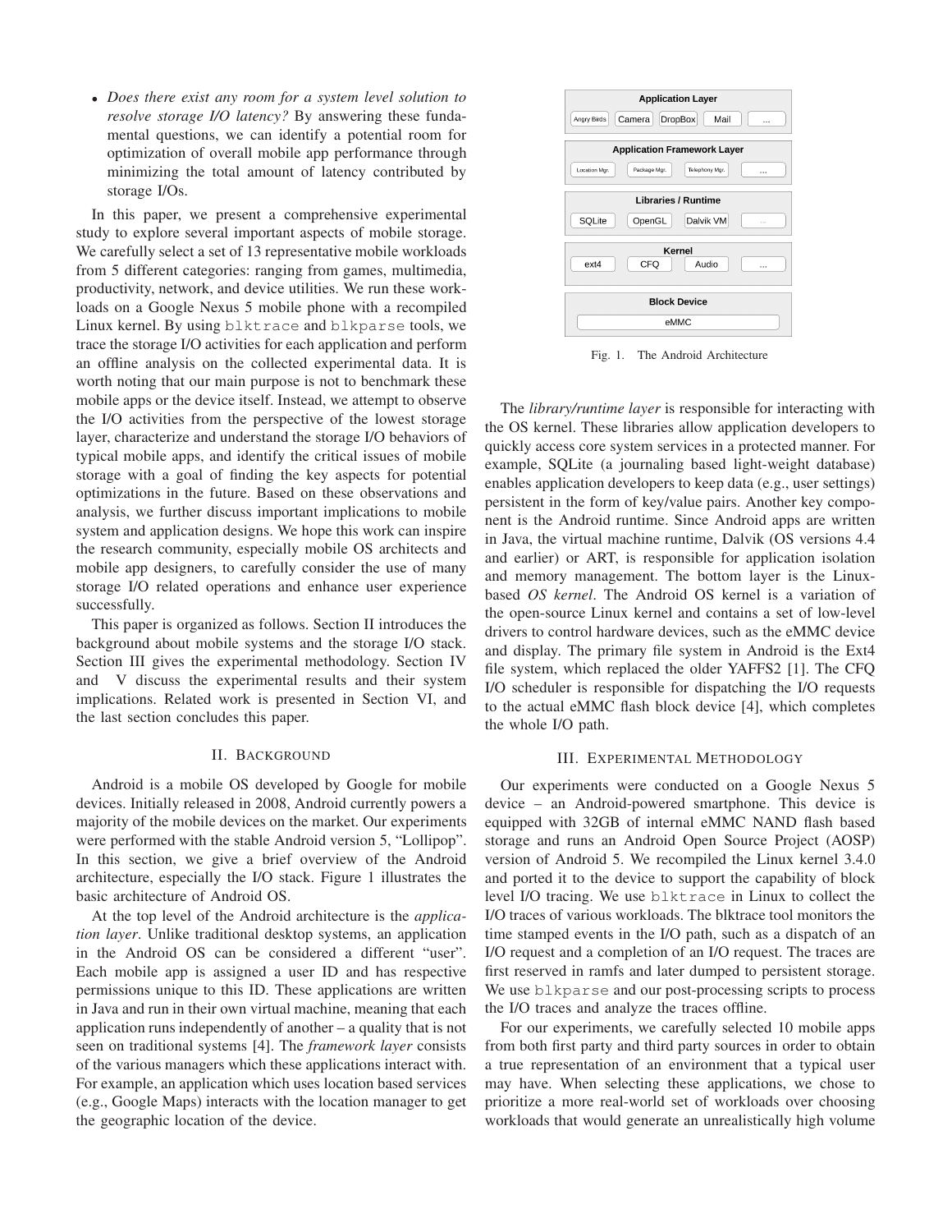- *Does there exist any room for a system level solution to resolve storage I/O latency?* By answering these fundamental questions, we can identify a potential room for optimization of overall mobile app performance through minimizing the total amount of latency contributed by storage I/Os.

In this paper, we present a comprehensive experimental study to explore several important aspects of mobile storage. We carefully select a set of 13 representative mobile workloads from 5 different categories: ranging from games, multimedia, productivity, network, and device utilities. We run these workloads on a Google Nexus 5 mobile phone with a recompiled Linux kernel. By using `blktrace` and `blkparse` tools, we trace the storage I/O activities for each application and perform an offline analysis on the collected experimental data. It is worth noting that our main purpose is not to benchmark these mobile apps or the device itself. Instead, we attempt to observe the I/O activities from the perspective of the lowest storage layer, characterize and understand the storage I/O behaviors of typical mobile apps, and identify the critical issues of mobile storage with a goal of finding the key aspects for potential optimizations in the future. Based on these observations and analysis, we further discuss important implications to mobile system and application designs. We hope this work can inspire the research community, especially mobile OS architects and mobile app designers, to carefully consider the use of many storage I/O related operations and enhance user experience successfully.

This paper is organized as follows. Section II introduces the background about mobile systems and the storage I/O stack. Section III gives the experimental methodology. Section IV and V discuss the experimental results and their system implications. Related work is presented in Section VI, and the last section concludes this paper.

## II. Background

Android is a mobile OS developed by Google for mobile devices. Initially released in 2008, Android currently powers a majority of the mobile devices on the market. Our experiments were performed with the stable Android version 5, "Lollipop". In this section, we give a brief overview of the Android architecture, especially the I/O stack. Figure 1 illustrates the basic architecture of Android OS.

At the top level of the Android architecture is the *application layer*. Unlike traditional desktop systems, an application in the Android OS can be considered a different "user". Each mobile app is assigned a user ID and has respective permissions unique to this ID. These applications are written in Java and run in their own virtual machine, meaning that each application runs independently of another – a quality that is not seen on traditional systems [4]. The *framework layer* consists of the various managers which these applications interact with. For example, an application which uses location based services (e.g., Google Maps) interacts with the location manager to get the geographic location of the device.

Application Layer
Angry Birds | Camera | DropBox | Mail | ...
Application Framework Layer
Location Mgr. | Package Mgr. | Telephony Mgr. | ...
Libraries / Runtime
SQLite | OpenGL | Dalvik VM | ...
Kernel
ext4 | CFQ | Audio | ...
Block Device
eMMC

Fig. 1. The Android Architecture

The *library/runtime layer* is responsible for interacting with the OS kernel. These libraries allow application developers to quickly access core system services in a protected manner. For example, SQLite (a journaling based light-weight database) enables application developers to keep data (e.g., user settings) persistent in the form of key/value pairs. Another key component is the Android runtime. Since Android apps are written in Java, the virtual machine runtime, Dalvik (OS versions 4.4 and earlier) or ART, is responsible for application isolation and memory management. The bottom layer is the Linux-based *OS kernel*. The Android OS kernel is a variation of the open-source Linux kernel and contains a set of low-level drivers to control hardware devices, such as the eMMC device and display. The primary file system in Android is the Ext4 file system, which replaced the older YAFFS2 [1]. The CFQ I/O scheduler is responsible for dispatching the I/O requests to the actual eMMC flash block device [4], which completes the whole I/O path.

## III. Experimental Methodology

Our experiments were conducted on a Google Nexus 5 device – an Android-powered smartphone. This device is equipped with 32GB of internal eMMC NAND flash based storage and runs an Android Open Source Project (AOSP) version of Android 5. We recompiled the Linux kernel 3.4.0 and ported it to the device to support the capability of block level I/O tracing. We use `blktrace` in Linux to collect the I/O traces of various workloads. The blktrace tool monitors the time stamped events in the I/O path, such as a dispatch of an I/O request and a completion of an I/O request. The traces are first reserved in ramfs and later dumped to persistent storage. We use `blkparse` and our post-processing scripts to process the I/O traces and analyze the traces offline.

For our experiments, we carefully selected 10 mobile apps from both first party and third party sources in order to obtain a true representation of an environment that a typical user may have. When selecting these applications, we chose to prioritize a more real-world set of workloads over choosing workloads that would generate an unrealistically high volume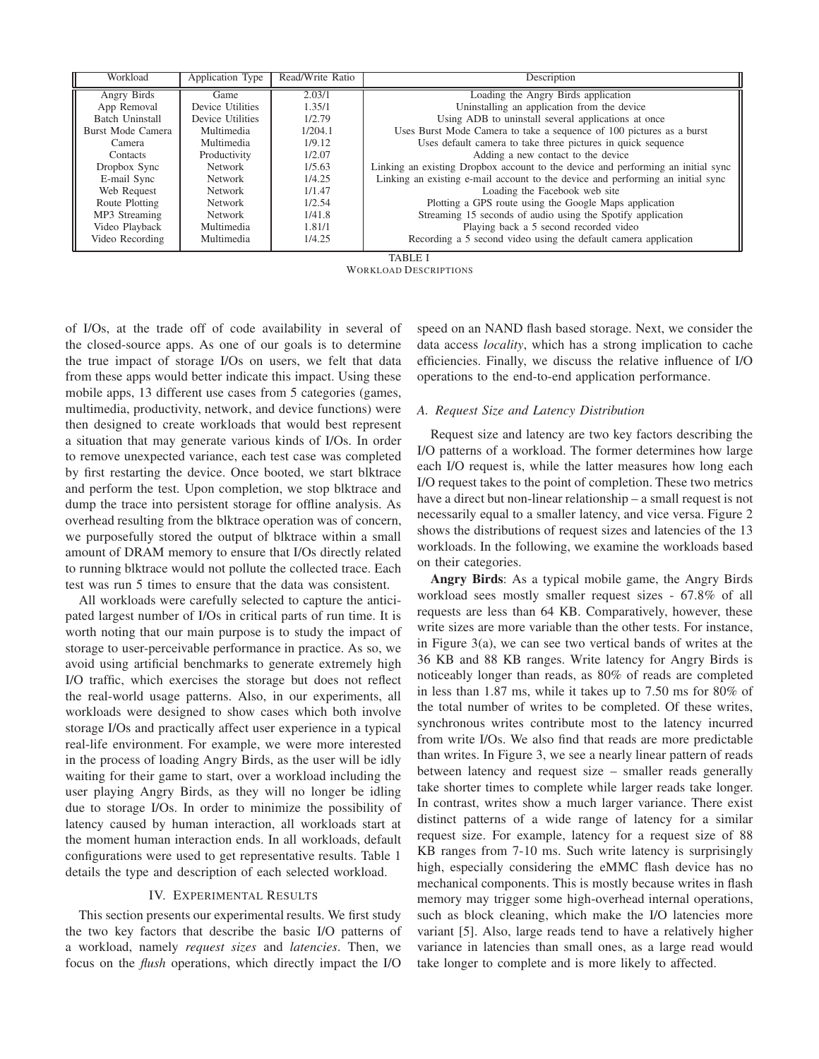| Workload | Application Type | Read/Write Ratio | Description |
|---|---|---|---|
| Angry Birds | Game | 2.03/1 | Loading the Angry Birds application |
| App Removal | Device Utilities | 1.35/1 | Uninstalling an application from the device |
| Batch Uninstall | Device Utilities | 1/2.79 | Using ADB to uninstall several applications at once |
| Burst Mode Camera | Multimedia | 1/204.1 | Uses Burst Mode Camera to take a sequence of 100 pictures as a burst |
| Camera | Multimedia | 1/9.12 | Uses default camera to take three pictures in quick sequence |
| Contacts | Productivity | 1/2.07 | Adding a new contact to the device |
| Dropbox Sync | Network | 1/5.63 | Linking an existing Dropbox account to the device and performing an initial sync |
| E-mail Sync | Network | 1/4.25 | Linking an existing e-mail account to the device and performing an initial sync |
| Web Request | Network | 1/1.47 | Loading the Facebook web site |
| Route Plotting | Network | 1/2.54 | Plotting a GPS route using the Google Maps application |
| MP3 Streaming | Network | 1/41.8 | Streaming 15 seconds of audio using the Spotify application |
| Video Playback | Multimedia | 1.81/1 | Playing back a 5 second recorded video |
| Video Recording | Multimedia | 1/4.25 | Recording a 5 second video using the default camera application |

TABLE I
WORKLOAD DESCRIPTIONS

of I/Os, at the trade off of code availability in several of the closed-source apps. As one of our goals is to determine the true impact of storage I/Os on users, we felt that data from these apps would better indicate this impact. Using these mobile apps, 13 different use cases from 5 categories (games, multimedia, productivity, network, and device functions) were then designed to create workloads that would best represent a situation that may generate various kinds of I/Os. In order to remove unexpected variance, each test case was completed by first restarting the device. Once booted, we start blktrace and perform the test. Upon completion, we stop blktrace and dump the trace into persistent storage for offline analysis. As overhead resulting from the blktrace operation was of concern, we purposefully stored the output of blktrace within a small amount of DRAM memory to ensure that I/Os directly related to running blktrace would not pollute the collected trace. Each test was run 5 times to ensure that the data was consistent.

All workloads were carefully selected to capture the anticipated largest number of I/Os in critical parts of run time. It is worth noting that our main purpose is to study the impact of storage to user-perceivable performance in practice. As so, we avoid using artificial benchmarks to generate extremely high I/O traffic, which exercises the storage but does not reflect the real-world usage patterns. Also, in our experiments, all workloads were designed to show cases which both involve storage I/Os and practically affect user experience in a typical real-life environment. For example, we were more interested in the process of loading Angry Birds, as the user will be idly waiting for their game to start, over a workload including the user playing Angry Birds, as they will no longer be idling due to storage I/Os. In order to minimize the possibility of latency caused by human interaction, all workloads start at the moment human interaction ends. In all workloads, default configurations were used to get representative results. Table 1 details the type and description of each selected workload.

## IV. EXPERIMENTAL RESULTS

This section presents our experimental results. We first study the two key factors that describe the basic I/O patterns of a workload, namely *request sizes* and *latencies*. Then, we focus on the *flush* operations, which directly impact the I/O speed on an NAND flash based storage. Next, we consider the data access *locality*, which has a strong implication to cache efficiencies. Finally, we discuss the relative influence of I/O operations to the end-to-end application performance.

### A. Request Size and Latency Distribution

Request size and latency are two key factors describing the I/O patterns of a workload. The former determines how large each I/O request is, while the latter measures how long each I/O request takes to the point of completion. These two metrics have a direct but non-linear relationship – a small request is not necessarily equal to a smaller latency, and vice versa. Figure 2 shows the distributions of request sizes and latencies of the 13 workloads. In the following, we examine the workloads based on their categories.

**Angry Birds**: As a typical mobile game, the Angry Birds workload sees mostly smaller request sizes - 67.8% of all requests are less than 64 KB. Comparatively, however, these write sizes are more variable than the other tests. For instance, in Figure 3(a), we can see two vertical bands of writes at the 36 KB and 88 KB ranges. Write latency for Angry Birds is noticeably longer than reads, as 80% of reads are completed in less than 1.87 ms, while it takes up to 7.50 ms for 80% of the total number of writes to be completed. Of these writes, synchronous writes contribute most to the latency incurred from write I/Os. We also find that reads are more predictable than writes. In Figure 3, we see a nearly linear pattern of reads between latency and request size – smaller reads generally take shorter times to complete while larger reads take longer. In contrast, writes show a much larger variance. There exist distinct patterns of a wide range of latency for a similar request size. For example, latency for a request size of 88 KB ranges from 7-10 ms. Such write latency is surprisingly high, especially considering the eMMC flash device has no mechanical components. This is mostly because writes in flash memory may trigger some high-overhead internal operations, such as block cleaning, which make the I/O latencies more variant [5]. Also, large reads tend to have a relatively higher variance in latencies than small ones, as a large read would take longer to complete and is more likely to affected.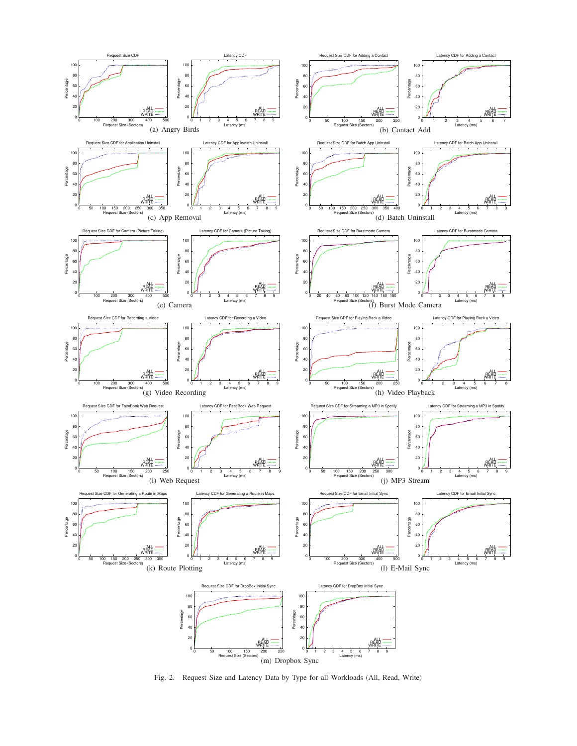(a) Angry Birds

(b) Contact Add

(c) App Removal

(d) Batch Uninstall

(e) Camera

(f) Burst Mode Camera

(g) Video Recording

(h) Video Playback

(i) Web Request

(j) MP3 Stream

(k) Route Plotting

(l) E-Mail Sync

(m) Dropbox Sync

Fig. 2. Request Size and Latency Data by Type for all Workloads (All, Read, Write)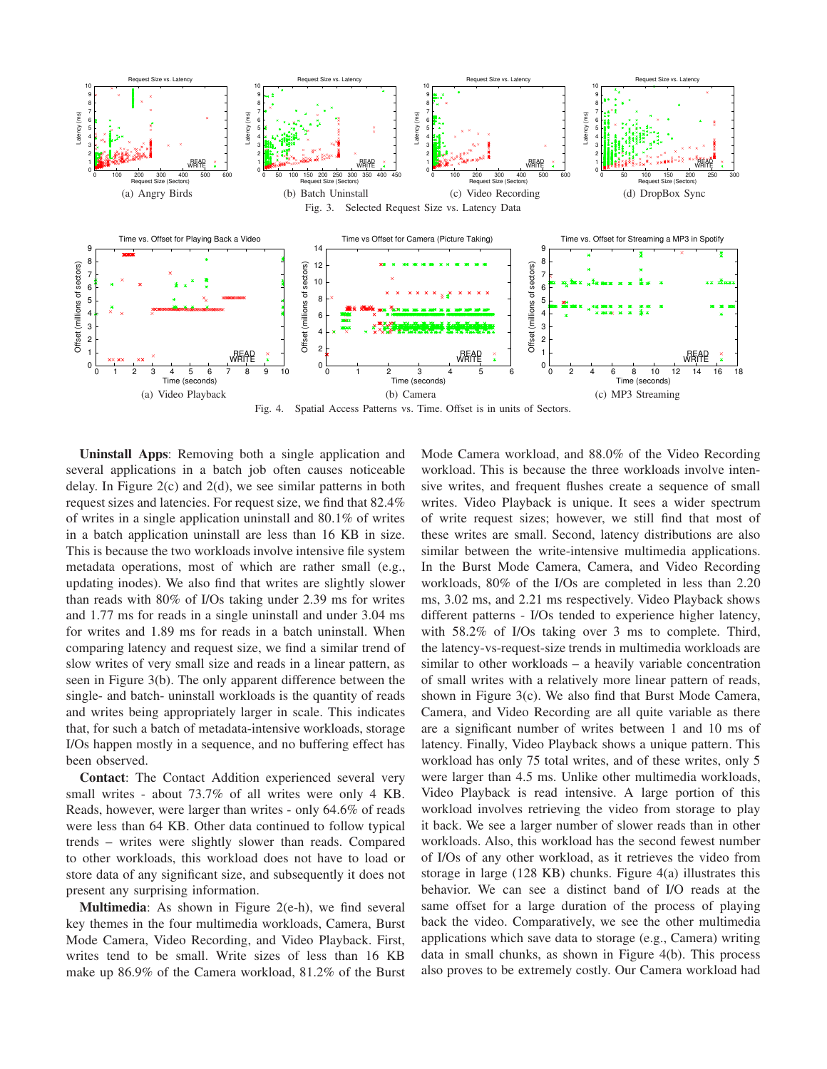(a) Angry Birds

(b) Batch Uninstall

(c) Video Recording

(d) DropBox Sync

Fig. 3. Selected Request Size vs. Latency Data

(a) Video Playback

(b) Camera

(c) MP3 Streaming

Fig. 4. Spatial Access Patterns vs. Time. Offset is in units of Sectors.

**Uninstall Apps**: Removing both a single application and several applications in a batch job often causes noticeable delay. In Figure 2(c) and 2(d), we see similar patterns in both request sizes and latencies. For request size, we find that 82.4% of writes in a single application uninstall and 80.1% of writes in a batch application uninstall are less than 16 KB in size. This is because the two workloads involve intensive file system metadata operations, most of which are rather small (e.g., updating inodes). We also find that writes are slightly slower than reads with 80% of I/Os taking under 2.39 ms for writes and 1.77 ms for reads in a single uninstall and under 3.04 ms for writes and 1.89 ms for reads in a batch uninstall. When comparing latency and request size, we find a similar trend of slow writes of very small size and reads in a linear pattern, as seen in Figure 3(b). The only apparent difference between the single- and batch- uninstall workloads is the quantity of reads and writes being appropriately larger in scale. This indicates that, for such a batch of metadata-intensive workloads, storage I/Os happen mostly in a sequence, and no buffering effect has been observed.

**Contact**: The Contact Addition experienced several very small writes - about 73.7% of all writes were only 4 KB. Reads, however, were larger than writes - only 64.6% of reads were less than 64 KB. Other data continued to follow typical trends – writes were slightly slower than reads. Compared to other workloads, this workload does not have to load or store data of any significant size, and subsequently it does not present any surprising information.

**Multimedia**: As shown in Figure 2(e-h), we find several key themes in the four multimedia workloads, Camera, Burst Mode Camera, Video Recording, and Video Playback. First, writes tend to be small. Write sizes of less than 16 KB make up 86.9% of the Camera workload, 81.2% of the Burst Mode Camera workload, and 88.0% of the Video Recording workload. This is because the three workloads involve intensive writes, and frequent flushes create a sequence of small writes. Video Playback is unique. It sees a wider spectrum of write request sizes; however, we still find that most of these writes are small. Second, latency distributions are also similar between the write-intensive multimedia applications. In the Burst Mode Camera, Camera, and Video Recording workloads, 80% of the I/Os are completed in less than 2.20 ms, 3.02 ms, and 2.21 ms respectively. Video Playback shows different patterns - I/Os tended to experience higher latency, with 58.2% of I/Os taking over 3 ms to complete. Third, the latency-vs-request-size trends in multimedia workloads are similar to other workloads – a heavily variable concentration of small writes with a relatively more linear pattern of reads, shown in Figure 3(c). We also find that Burst Mode Camera, Camera, and Video Recording are all quite variable as there are a significant number of writes between 1 and 10 ms of latency. Finally, Video Playback shows a unique pattern. This workload has only 75 total writes, and of these writes, only 5 were larger than 4.5 ms. Unlike other multimedia workloads, Video Playback is read intensive. A large portion of this workload involves retrieving the video from storage to play it back. We see a larger number of slower reads than in other workloads. Also, this workload has the second fewest number of I/Os of any other workload, as it retrieves the video from storage in large (128 KB) chunks. Figure 4(a) illustrates this behavior. We can see a distinct band of I/O reads at the same offset for a large duration of the process of playing back the video. Comparatively, we see the other multimedia applications which save data to storage (e.g., Camera) writing data in small chunks, as shown in Figure 4(b). This process also proves to be extremely costly. Our Camera workload had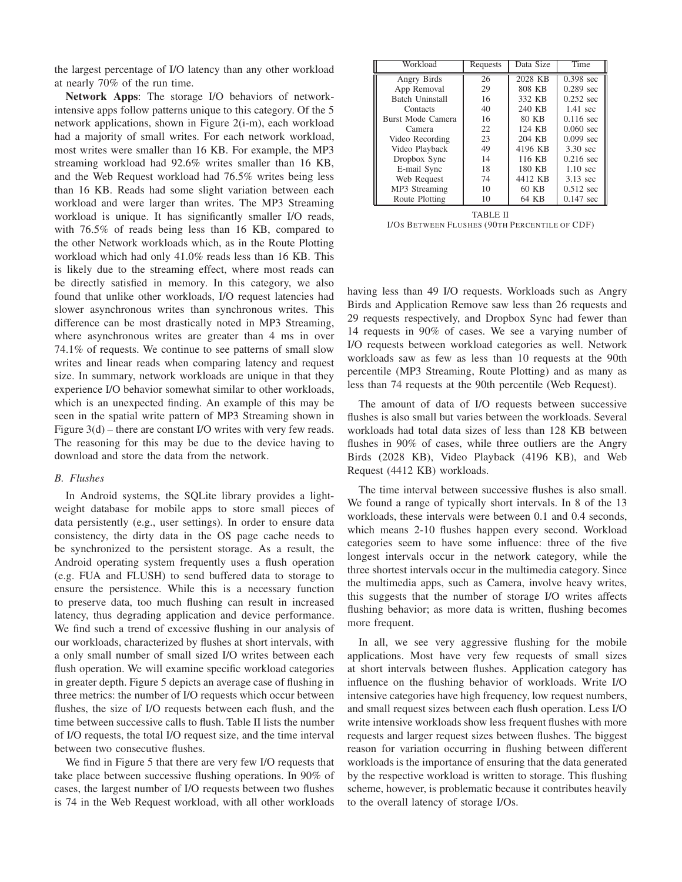the largest percentage of I/O latency than any other workload at nearly 70% of the run time.

**Network Apps**: The storage I/O behaviors of network-intensive apps follow patterns unique to this category. Of the 5 network applications, shown in Figure 2(i-m), each workload had a majority of small writes. For each network workload, most writes were smaller than 16 KB. For example, the MP3 streaming workload had 92.6% writes smaller than 16 KB, and the Web Request workload had 76.5% writes being less than 16 KB. Reads had some slight variation between each workload and were larger than writes. The MP3 Streaming workload is unique. It has significantly smaller I/O reads, with 76.5% of reads being less than 16 KB, compared to the other Network workloads which, as in the Route Plotting workload which had only 41.0% reads less than 16 KB. This is likely due to the streaming effect, where most reads can be directly satisfied in memory. In this category, we also found that unlike other workloads, I/O request latencies had slower asynchronous writes than synchronous writes. This difference can be most drastically noted in MP3 Streaming, where asynchronous writes are greater than 4 ms in over 74.1% of requests. We continue to see patterns of small slow writes and linear reads when comparing latency and request size. In summary, network workloads are unique in that they experience I/O behavior somewhat similar to other workloads, which is an unexpected finding. An example of this may be seen in the spatial write pattern of MP3 Streaming shown in Figure 3(d) – there are constant I/O writes with very few reads. The reasoning for this may be due to the device having to download and store the data from the network.

### *B. Flushes*

In Android systems, the SQLite library provides a lightweight database for mobile apps to store small pieces of data persistently (e.g., user settings). In order to ensure data consistency, the dirty data in the OS page cache needs to be synchronized to the persistent storage. As a result, the Android operating system frequently uses a flush operation (e.g. FUA and FLUSH) to send buffered data to storage to ensure the persistence. While this is a necessary function to preserve data, too much flushing can result in increased latency, thus degrading application and device performance. We find such a trend of excessive flushing in our analysis of our workloads, characterized by flushes at short intervals, with a only small number of small sized I/O writes between each flush operation. We will examine specific workload categories in greater depth. Figure 5 depicts an average case of flushing in three metrics: the number of I/O requests which occur between flushes, the size of I/O requests between each flush, and the time between successive calls to flush. Table II lists the number of I/O requests, the total I/O request size, and the time interval between two consecutive flushes.

We find in Figure 5 that there are very few I/O requests that take place between successive flushing operations. In 90% of cases, the largest number of I/O requests between two flushes is 74 in the Web Request workload, with all other workloads having less than 49 I/O requests. Workloads such as Angry Birds and Application Remove saw less than 26 requests and 29 requests respectively, and Dropbox Sync had fewer than 14 requests in 90% of cases. We see a varying number of I/O requests between workload categories as well. Network workloads saw as few as less than 10 requests at the 90th percentile (MP3 Streaming, Route Plotting) and as many as less than 74 requests at the 90th percentile (Web Request).

| Workload | Requests | Data Size | Time |
|---|---|---|---|
| Angry Birds | 26 | 2028 KB | 0.398 sec |
| App Removal | 29 | 808 KB | 0.289 sec |
| Batch Uninstall | 16 | 332 KB | 0.252 sec |
| Contacts | 40 | 240 KB | 1.41 sec |
| Burst Mode Camera | 16 | 80 KB | 0.116 sec |
| Camera | 22 | 124 KB | 0.060 sec |
| Video Recording | 23 | 204 KB | 0.099 sec |
| Video Playback | 49 | 4196 KB | 3.30 sec |
| Dropbox Sync | 14 | 116 KB | 0.216 sec |
| E-mail Sync | 18 | 180 KB | 1.10 sec |
| Web Request | 74 | 4412 KB | 3.13 sec |
| MP3 Streaming | 10 | 60 KB | 0.512 sec |
| Route Plotting | 10 | 64 KB | 0.147 sec |

TABLE II
I/OS BETWEEN FLUSHES (90TH PERCENTILE OF CDF)

The amount of data of I/O requests between successive flushes is also small but varies between the workloads. Several workloads had total data sizes of less than 128 KB between flushes in 90% of cases, while three outliers are the Angry Birds (2028 KB), Video Playback (4196 KB), and Web Request (4412 KB) workloads.

The time interval between successive flushes is also small. We found a range of typically short intervals. In 8 of the 13 workloads, these intervals were between 0.1 and 0.4 seconds, which means 2-10 flushes happen every second. Workload categories seem to have some influence: three of the five longest intervals occur in the network category, while the three shortest intervals occur in the multimedia category. Since the multimedia apps, such as Camera, involve heavy writes, this suggests that the number of storage I/O writes affects flushing behavior; as more data is written, flushing becomes more frequent.

In all, we see very aggressive flushing for the mobile applications. Most have very few requests of small sizes at short intervals between flushes. Application category has influence on the flushing behavior of workloads. Write I/O intensive categories have high frequency, low request numbers, and small request sizes between each flush operation. Less I/O write intensive workloads show less frequent flushes with more requests and larger request sizes between flushes. The biggest reason for variation occurring in flushing between different workloads is the importance of ensuring that the data generated by the respective workload is written to storage. This flushing scheme, however, is problematic because it contributes heavily to the overall latency of storage I/Os.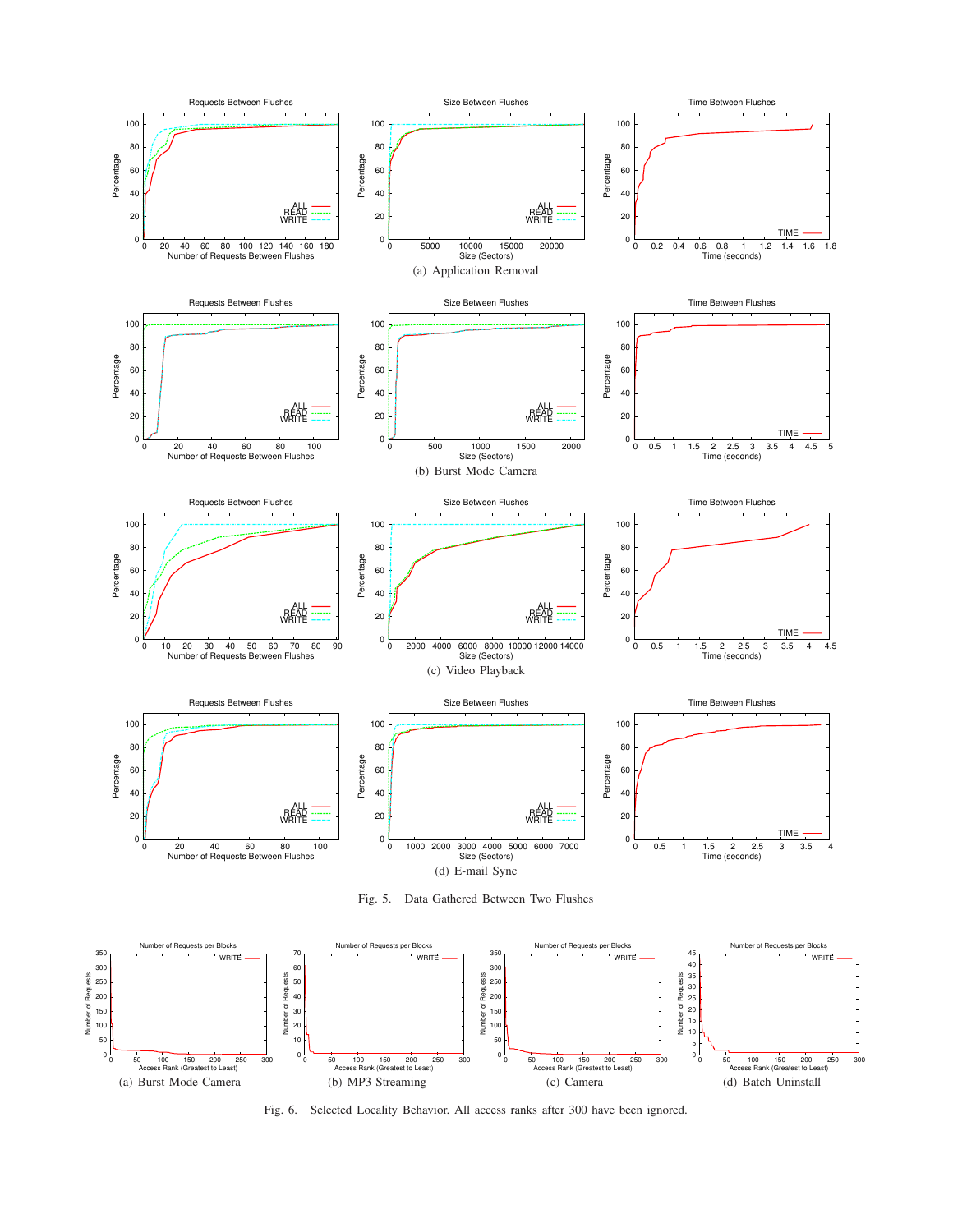(a) Application Removal

(b) Burst Mode Camera

(c) Video Playback

(d) E-mail Sync

Fig. 5. Data Gathered Between Two Flushes

(a) Burst Mode Camera

(b) MP3 Streaming

(c) Camera

(d) Batch Uninstall

Fig. 6. Selected Locality Behavior. All access ranks after 300 have been ignored.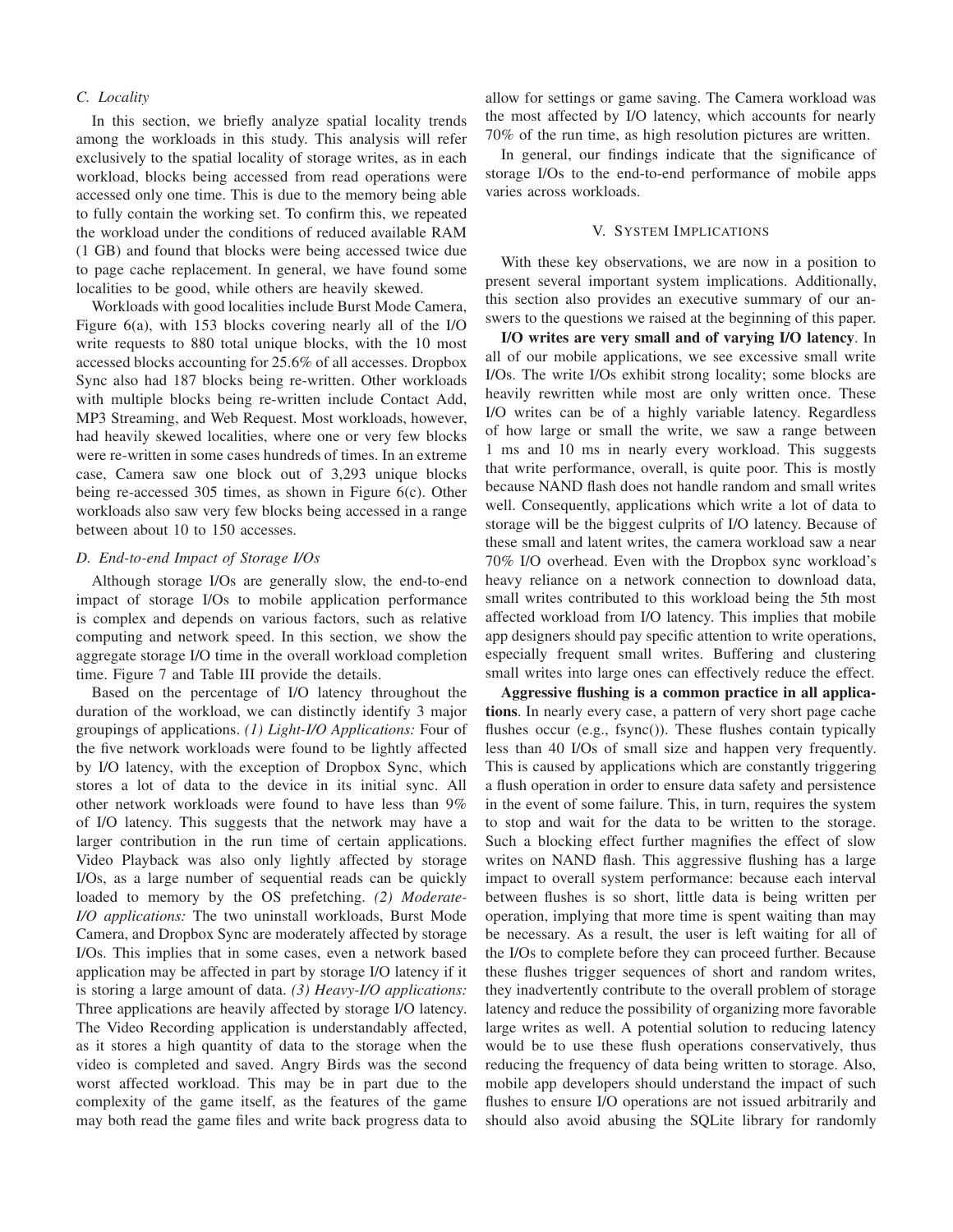### C. Locality

In this section, we briefly analyze spatial locality trends among the workloads in this study. This analysis will refer exclusively to the spatial locality of storage writes, as in each workload, blocks being accessed from read operations were accessed only one time. This is due to the memory being able to fully contain the working set. To confirm this, we repeated the workload under the conditions of reduced available RAM (1 GB) and found that blocks were being accessed twice due to page cache replacement. In general, we have found some localities to be good, while others are heavily skewed.

Workloads with good localities include Burst Mode Camera, Figure 6(a), with 153 blocks covering nearly all of the I/O write requests to 880 total unique blocks, with the 10 most accessed blocks accounting for 25.6% of all accesses. Dropbox Sync also had 187 blocks being re-written. Other workloads with multiple blocks being re-written include Contact Add, MP3 Streaming, and Web Request. Most workloads, however, had heavily skewed localities, where one or very few blocks were re-written in some cases hundreds of times. In an extreme case, Camera saw one block out of 3,293 unique blocks being re-accessed 305 times, as shown in Figure 6(c). Other workloads also saw very few blocks being accessed in a range between about 10 to 150 accesses.

### D. End-to-end Impact of Storage I/Os

Although storage I/Os are generally slow, the end-to-end impact of storage I/Os to mobile application performance is complex and depends on various factors, such as relative computing and network speed. In this section, we show the aggregate storage I/O time in the overall workload completion time. Figure 7 and Table III provide the details.

Based on the percentage of I/O latency throughout the duration of the workload, we can distinctly identify 3 major groupings of applications. *(1) Light-I/O Applications:* Four of the five network workloads were found to be lightly affected by I/O latency, with the exception of Dropbox Sync, which stores a lot of data to the device in its initial sync. All other network workloads were found to have less than 9% of I/O latency. This suggests that the network may have a larger contribution in the run time of certain applications. Video Playback was also only lightly affected by storage I/Os, as a large number of sequential reads can be quickly loaded to memory by the OS prefetching. *(2) Moderate-I/O applications:* The two uninstall workloads, Burst Mode Camera, and Dropbox Sync are moderately affected by storage I/Os. This implies that in some cases, even a network based application may be affected in part by storage I/O latency if it is storing a large amount of data. *(3) Heavy-I/O applications:* Three applications are heavily affected by storage I/O latency. The Video Recording application is understandably affected, as it stores a high quantity of data to the storage when the video is completed and saved. Angry Birds was the second worst affected workload. This may be in part due to the complexity of the game itself, as the features of the game may both read the game files and write back progress data to allow for settings or game saving. The Camera workload was the most affected by I/O latency, which accounts for nearly 70% of the run time, as high resolution pictures are written.

In general, our findings indicate that the significance of storage I/Os to the end-to-end performance of mobile apps varies across workloads.

## V. System Implications

With these key observations, we are now in a position to present several important system implications. Additionally, this section also provides an executive summary of our answers to the questions we raised at the beginning of this paper.

**I/O writes are very small and of varying I/O latency**. In all of our mobile applications, we see excessive small write I/Os. The write I/Os exhibit strong locality; some blocks are heavily rewritten while most are only written once. These I/O writes can be of a highly variable latency. Regardless of how large or small the write, we saw a range between 1 ms and 10 ms in nearly every workload. This suggests that write performance, overall, is quite poor. This is mostly because NAND flash does not handle random and small writes well. Consequently, applications which write a lot of data to storage will be the biggest culprits of I/O latency. Because of these small and latent writes, the camera workload saw a near 70% I/O overhead. Even with the Dropbox sync workload's heavy reliance on a network connection to download data, small writes contributed to this workload being the 5th most affected workload from I/O latency. This implies that mobile app designers should pay specific attention to write operations, especially frequent small ones. Buffering and clustering small writes into large ones can effectively reduce the effect.

**Aggressive flushing is a common practice in all applications**. In nearly every case, a pattern of very short page cache flushes occur (e.g., fsync()). These flushes contain typically less than 40 I/Os of small size and happen very frequently. This is caused by applications which are constantly triggering a flush operation in order to ensure data safety and persistence in the event of some failure. This, in turn, requires the system to stop and wait for the data to be written to the storage. Such a blocking effect further magnifies the effect of slow writes on NAND flash. This aggressive flushing has a large impact to overall system performance: because each interval between flushes is so short, little data is being written per operation, implying that more time is spent waiting than may be necessary. As a result, the user is left waiting for all of the I/Os to complete before they can proceed further. Because these flushes trigger sequences of short and random writes, they inadvertently contribute to the overall problem of storage latency and reduce the possibility of organizing more favorable large writes as well. A potential solution to reducing latency would be to use these flush operations conservatively, thus reducing the frequency of data being written to storage. Also, mobile app developers should understand the impact of such flushes to ensure I/O operations are not issued arbitrarily and should also avoid abusing the SQLite library for randomly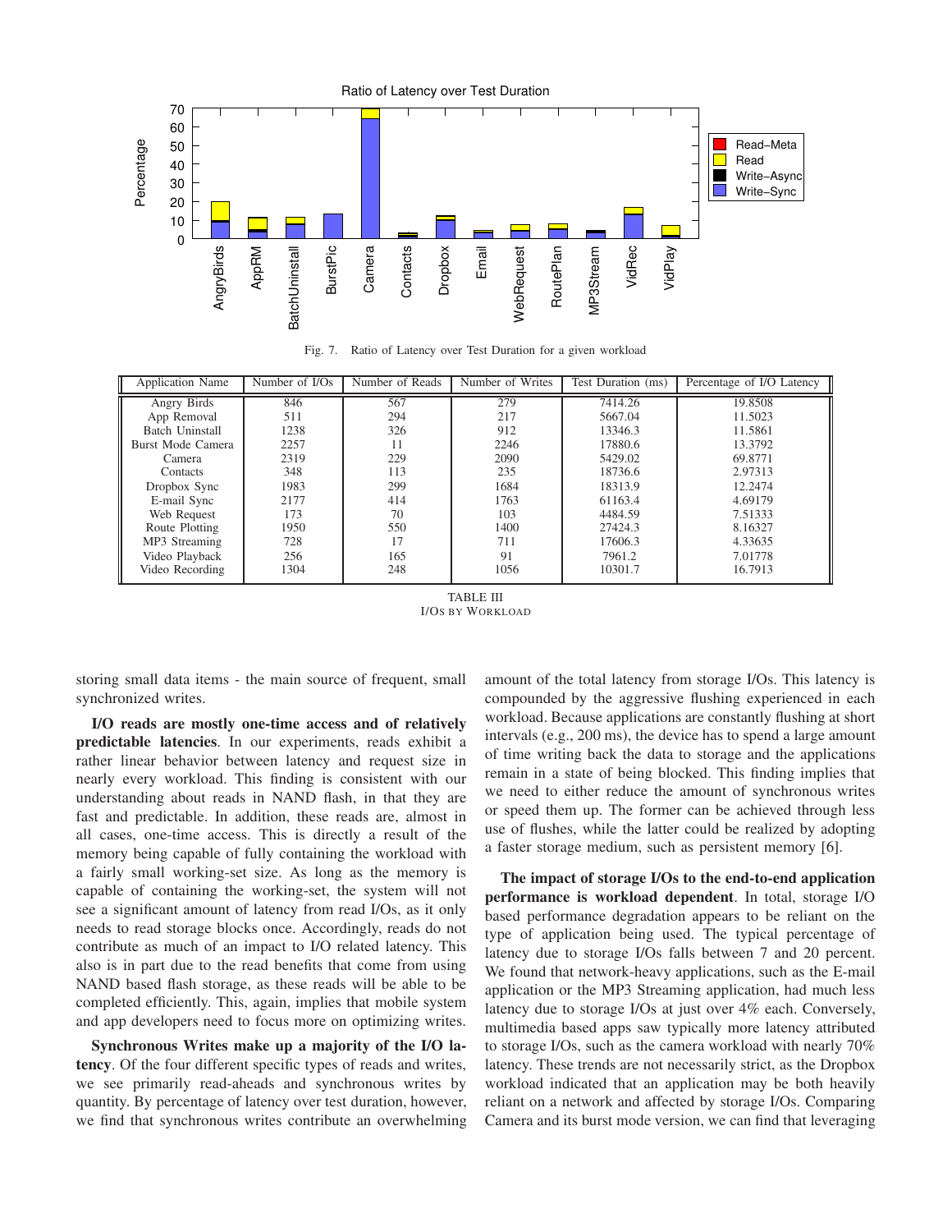Fig. 7. Ratio of Latency over Test Duration for a given workload

| Application Name | Number of I/Os | Number of Reads | Number of Writes | Test Duration (ms) | Percentage of I/O Latency |
|---|---|---|---|---|---|
| Angry Birds | 846 | 567 | 279 | 7414.26 | 19.8508 |
| App Removal | 511 | 294 | 217 | 5667.04 | 11.5023 |
| Batch Uninstall | 1238 | 326 | 912 | 13346.3 | 11.5861 |
| Burst Mode Camera | 2257 | 11 | 2246 | 17880.6 | 13.3792 |
| Camera | 2319 | 229 | 2090 | 5429.02 | 69.8771 |
| Contacts | 348 | 113 | 235 | 18736.6 | 2.97313 |
| Dropbox Sync | 1983 | 299 | 1684 | 18313.9 | 12.2474 |
| E-mail Sync | 2177 | 414 | 1763 | 61163.4 | 4.69179 |
| Web Request | 173 | 70 | 103 | 4484.59 | 7.51333 |
| Route Plotting | 1950 | 550 | 1400 | 27424.3 | 8.16327 |
| MP3 Streaming | 728 | 17 | 711 | 17606.3 | 4.33635 |
| Video Playback | 256 | 165 | 91 | 7961.2 | 7.01778 |
| Video Recording | 1304 | 248 | 1056 | 10301.7 | 16.7913 |

TABLE III
I/Os BY WORKLOAD

storing small data items - the main source of frequent, small synchronized writes.

**I/O reads are mostly one-time access and of relatively predictable latencies**. In our experiments, reads exhibit a rather linear behavior between latency and request size in nearly every workload. This finding is consistent with our understanding about reads in NAND flash, in that they are fast and predictable. In addition, these reads are, almost in all cases, one-time access. This is directly a result of the memory being capable of fully containing the workload with a fairly small working-set size. As long as the memory is capable of containing the working-set, the system will not see a significant amount of latency from read I/Os, as it only needs to read storage blocks once. Accordingly, reads do not contribute as much of an impact to I/O related latency. This also is in part due to the read benefits that come from using NAND based flash storage, as these reads will be able to be completed efficiently. This, again, implies that mobile system and app developers need to focus more on optimizing writes.

**Synchronous Writes make up a majority of the I/O latency**. Of the four different specific types of reads and writes, we see primarily read-aheads and synchronous writes by quantity. By percentage of latency over test duration, however, we find that synchronous writes contribute an overwhelming amount of the total latency from storage I/Os. This latency is compounded by the aggressive flushing experienced in each workload. Because applications are constantly flushing at short intervals (e.g., 200 ms), the device has to spend a large amount of time writing back the data to storage and the applications remain in a state of being blocked. This finding implies that we need to either reduce the amount of synchronous writes or speed them up. The former can be achieved through less use of flushes, while the latter could be realized by adopting a faster storage medium, such as persistent memory [6].

**The impact of storage I/Os to the end-to-end application performance is workload dependent**. In total, storage I/O based performance degradation appears to be reliant on the type of application being used. The typical percentage of latency due to storage I/Os falls between 7 and 20 percent. We found that network-heavy applications, such as the E-mail application or the MP3 Streaming application, had much less latency due to storage I/Os at just over 4% each. Conversely, multimedia based apps saw typically more latency attributed to storage I/Os, such as the camera workload with nearly 70% latency. These trends are not necessarily strict, as the Dropbox workload indicated that an application may be both heavily reliant on a network and affected by storage I/Os. Comparing Camera and its burst mode version, we can find that leveraging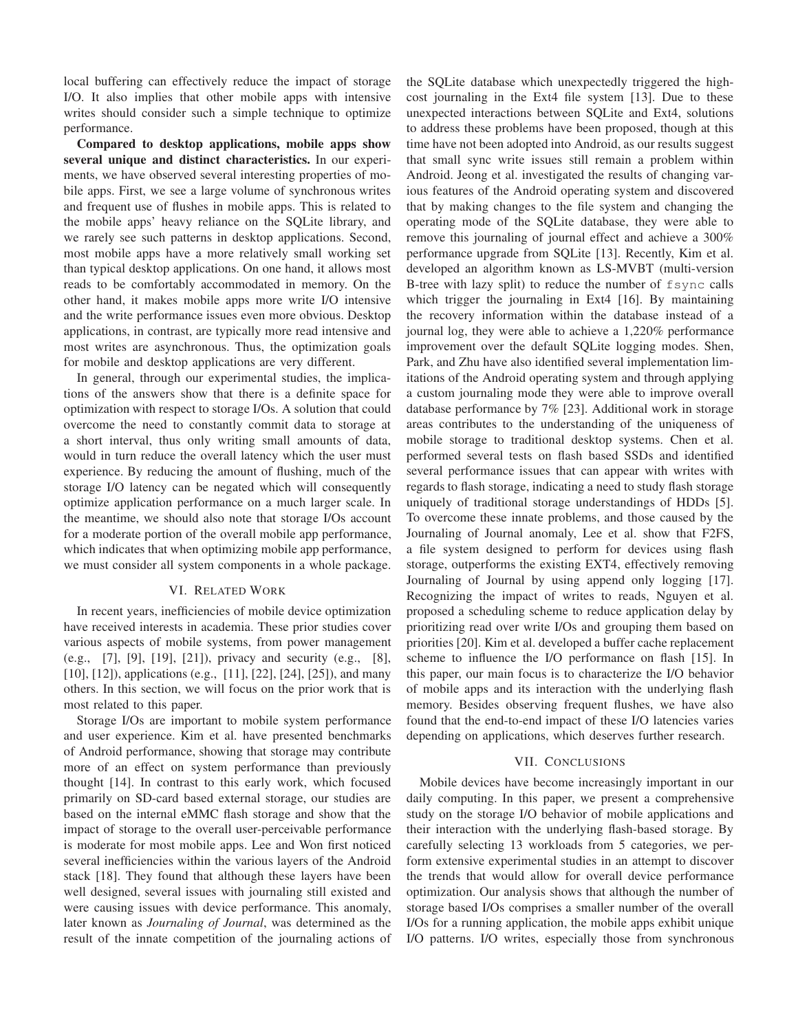local buffering can effectively reduce the impact of storage I/O. It also implies that other mobile apps with intensive writes should consider such a simple technique to optimize performance.

**Compared to desktop applications, mobile apps show several unique and distinct characteristics.** In our experiments, we have observed several interesting properties of mobile apps. First, we see a large volume of synchronous writes and frequent use of flushes in mobile apps. This is related to the mobile apps' heavy reliance on the SQLite library, and we rarely see such patterns in desktop applications. Second, most mobile apps have a more relatively small working set than typical desktop applications. On one hand, it allows most reads to be comfortably accommodated in memory. On the other hand, it makes mobile apps more write I/O intensive and the write performance issues even more obvious. Desktop applications, in contrast, are typically more read intensive and most writes are asynchronous. Thus, the optimization goals for mobile and desktop applications are very different.

In general, through our experimental studies, the implications of the answers show that there is a definite space for optimization with respect to storage I/Os. A solution that could overcome the need to constantly commit data to storage at a short interval, thus only writing small amounts of data, would in turn reduce the overall latency which the user must experience. By reducing the amount of flushing, much of the storage I/O latency can be negated which will consequently optimize application performance on a much larger scale. In the meantime, we should also note that storage I/Os account for a moderate portion of the overall mobile app performance, which indicates that when optimizing mobile app performance, we must consider all system components in a whole package.

## VI. Related Work

In recent years, inefficiencies of mobile device optimization have received interests in academia. These prior studies cover various aspects of mobile systems, from power management (e.g., [7], [9], [19], [21]), privacy and security (e.g., [8], [10], [12]), applications (e.g., [11], [22], [24], [25]), and many others. In this section, we will focus on the prior work that is most related to this paper.

Storage I/Os are important to mobile system performance and user experience. Kim et al. have presented benchmarks of Android performance, showing that storage may contribute more of an effect on system performance than previously thought [14]. In contrast to this early work, which focused primarily on SD-card based external storage, our studies are based on the internal eMMC flash storage and show that the impact of storage to the overall user-perceivable performance is moderate for most mobile apps. Lee and Won first noticed several inefficiencies within the various layers of the Android stack [18]. They found that although these layers have been well designed, several issues with journaling still existed and were causing issues with device performance. This anomaly, later known as *Journaling of Journal*, was determined as the result of the innate competition of the journaling actions of the SQLite database which unexpectedly triggered the high-cost journaling in the Ext4 file system [13]. Due to these unexpected interactions between SQLite and Ext4, solutions to address these problems have been proposed, though at this time have not been adopted into Android, as our results suggest that small sync write issues still remain a problem within Android. Jeong et al. investigated the results of changing various features of the Android operating system and discovered that by making changes to the file system and changing the operating mode of the SQLite database, they were able to remove this journaling of journal effect and achieve a 300% performance upgrade from SQLite [13]. Recently, Kim et al. developed an algorithm known as LS-MVBT (multi-version B-tree with lazy split) to reduce the number of `fsync` calls which trigger the journaling in Ext4 [16]. By maintaining the recovery information within the database instead of a journal log, they were able to achieve a 1,220% performance improvement over the default SQLite logging modes. Shen, Park, and Zhu have also identified several implementation limitations of the Android operating system and through applying a custom journaling mode they were able to improve overall database performance by 7% [23]. Additional work in storage areas contributes to the understanding of the uniqueness of mobile storage to traditional desktop systems. Chen et al. performed several tests on flash based SSDs and identified several performance issues that can appear with writes with regards to flash storage, indicating a need to study flash storage uniquely of traditional storage understandings of HDDs [5]. To overcome these innate problems, and those caused by the Journaling of Journal anomaly, Lee et al. show that F2FS, a file system designed to perform for devices using flash storage, outperforms the existing EXT4, effectively removing Journaling of Journal by using append only logging [17]. Recognizing the impact of writes to reads, Nguyen et al. proposed a scheduling scheme to reduce application delay by prioritizing read over write I/Os and grouping them based on priorities [20]. Kim et al. developed a buffer cache replacement scheme to influence the I/O performance on flash [15]. In this paper, our main focus is to characterize the I/O behavior of mobile apps and its interaction with the underlying flash memory. Besides observing frequent flushes, we have also found that the end-to-end impact of these I/O latencies varies depending on applications, which deserves further research.

## VII. Conclusions

Mobile devices have become increasingly important in our daily computing. In this paper, we present a comprehensive study on the storage I/O behavior of mobile applications and their interaction with the underlying flash-based storage. By carefully selecting 13 workloads from 5 categories, we perform extensive experimental studies in an attempt to discover the trends that would allow for overall device performance optimization. Our analysis shows that although the number of storage based I/Os comprises a smaller number of the overall I/Os for a running application, the mobile apps exhibit unique I/O patterns. I/O writes, especially those from synchronous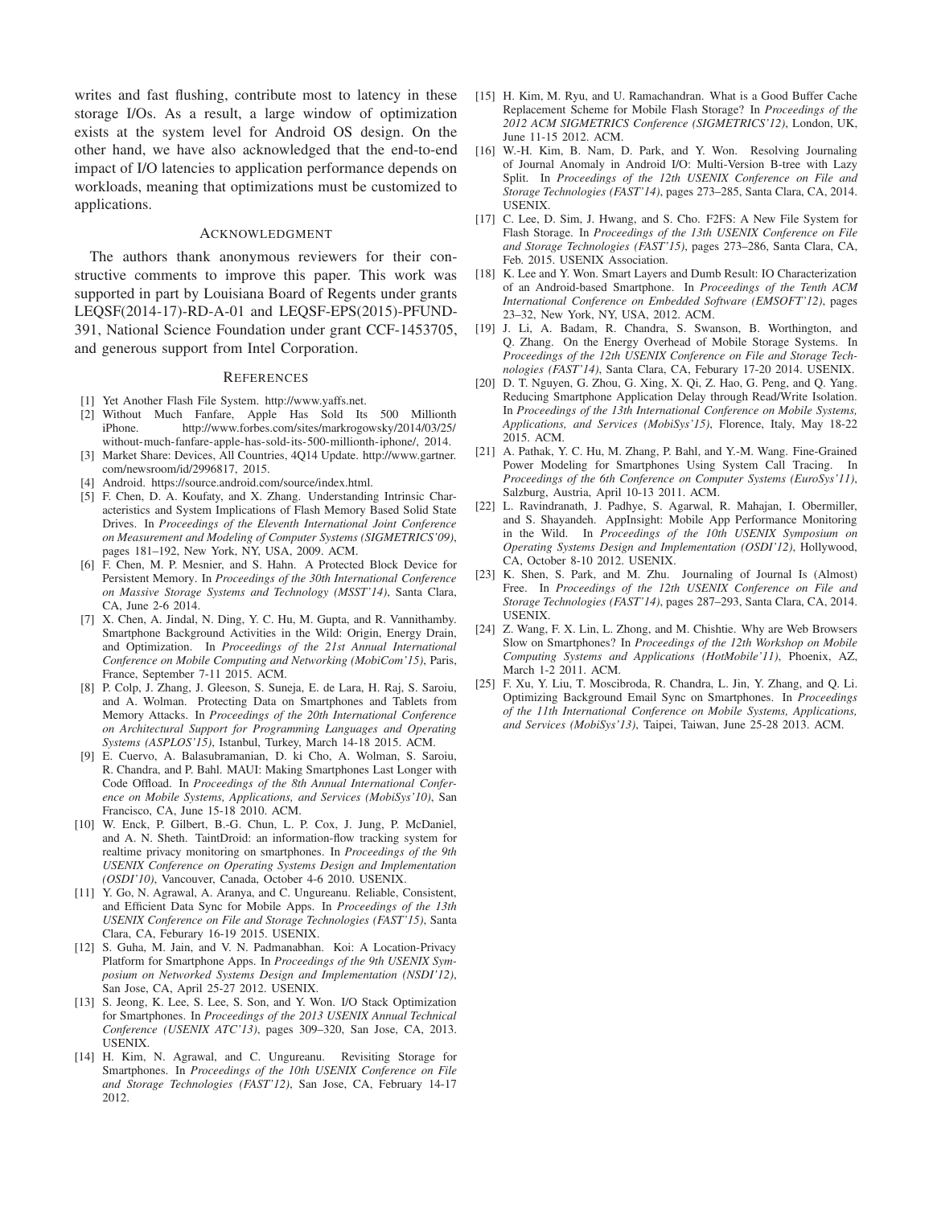writes and fast flushing, contribute most to latency in these storage I/Os. As a result, a large window of optimization exists at the system level for Android OS design. On the other hand, we have also acknowledged that the end-to-end impact of I/O latencies to application performance depends on workloads, meaning that optimizations must be customized to applications.

## Acknowledgment

The authors thank anonymous reviewers for their constructive comments to improve this paper. This work was supported in part by Louisiana Board of Regents under grants LEQSF(2014-17)-RD-A-01 and LEQSF-EPS(2015)-PFUND-391, National Science Foundation under grant CCF-1453705, and generous support from Intel Corporation.

## References

[1] Yet Another Flash File System. http://www.yaffs.net.

[2] Without Much Fanfare, Apple Has Sold Its 500 Millionth iPhone. http://www.forbes.com/sites/markrogowsky/2014/03/25/without-much-fanfare-apple-has-sold-its-500-millionth-iphone/, 2014.

[3] Market Share: Devices, All Countries, 4Q14 Update. http://www.gartner.com/newsroom/id/2996817, 2015.

[4] Android. https://source.android.com/source/index.html.

[5] F. Chen, D. A. Koufaty, and X. Zhang. Understanding Intrinsic Characteristics and System Implications of Flash Memory Based Solid State Drives. In *Proceedings of the Eleventh International Joint Conference on Measurement and Modeling of Computer Systems (SIGMETRICS'09)*, pages 181–192, New York, NY, USA, 2009. ACM.

[6] F. Chen, M. P. Mesnier, and S. Hahn. A Protected Block Device for Persistent Memory. In *Proceedings of the 30th International Conference on Massive Storage Systems and Technology (MSST'14)*, Santa Clara, CA, June 2-6 2014.

[7] X. Chen, A. Jindal, N. Ding, Y. C. Hu, M. Gupta, and R. Vannithamby. Smartphone Background Activities in the Wild: Origin, Energy Drain, and Optimization. In *Proceedings of the 21st Annual International Conference on Mobile Computing and Networking (MobiCom'15)*, Paris, France, September 7-11 2015. ACM.

[8] P. Colp, J. Zhang, J. Gleeson, S. Suneja, E. de Lara, H. Raj, S. Saroiu, and A. Wolman. Protecting Data on Smartphones and Tablets from Memory Attacks. In *Proceedings of the 20th International Conference on Architectural Support for Programming Languages and Operating Systems (ASPLOS'15)*, Istanbul, Turkey, March 14-18 2015. ACM.

[9] E. Cuervo, A. Balasubramanian, D. ki Cho, A. Wolman, S. Saroiu, R. Chandra, and P. Bahl. MAUI: Making Smartphones Last Longer with Code Offload. In *Proceedings of the 8th Annual International Conference on Mobile Systems, Applications, and Services (MobiSys'10)*, San Francisco, CA, June 15-18 2010. ACM.

[10] W. Enck, P. Gilbert, B.-G. Chun, L. P. Cox, J. Jung, P. McDaniel, and A. N. Sheth. TaintDroid: an information-flow tracking system for realtime privacy monitoring on smartphones. In *Proceedings of the 9th USENIX Conference on Operating Systems Design and Implementation (OSDI'10)*, Vancouver, Canada, October 4-6 2010. USENIX.

[11] Y. Go, N. Agrawal, A. Aranya, and C. Ungureanu. Reliable, Consistent, and Efficient Data Sync for Mobile Apps. In *Proceedings of the 13th USENIX Conference on File and Storage Technologies (FAST'15)*, Santa Clara, CA, Feburary 16-19 2015. USENIX.

[12] S. Guha, M. Jain, and V. N. Padmanabhan. Koi: A Location-Privacy Platform for Smartphone Apps. In *Proceedings of the 9th USENIX Symposium on Networked Systems Design and Implementation (NSDI'12)*, San Jose, CA, April 25-27 2012. USENIX.

[13] S. Jeong, K. Lee, S. Lee, S. Son, and Y. Won. I/O Stack Optimization for Smartphones. In *Proceedings of the 2013 USENIX Annual Technical Conference (USENIX ATC'13)*, pages 309–320, San Jose, CA, 2013. USENIX.

[14] H. Kim, N. Agrawal, and C. Ungureanu. Revisiting Storage for Smartphones. In *Proceedings of the 10th USENIX Conference on File and Storage Technologies (FAST'12)*, San Jose, CA, February 14-17 2012.

[15] H. Kim, M. Ryu, and U. Ramachandran. What is a Good Buffer Cache Replacement Scheme for Mobile Flash Storage? In *Proceedings of the 2012 ACM SIGMETRICS Conference (SIGMETRICS'12)*, London, UK, June 11-15 2012. ACM.

[16] W.-H. Kim, B. Nam, D. Park, and Y. Won. Resolving Journaling of Journal Anomaly in Android I/O: Multi-Version B-tree with Lazy Split. In *Proceedings of the 12th USENIX Conference on File and Storage Technologies (FAST'14)*, pages 273–285, Santa Clara, CA, 2014. USENIX.

[17] C. Lee, D. Sim, J. Hwang, and S. Cho. F2FS: A New File System for Flash Storage. In *Proceedings of the 13th USENIX Conference on File and Storage Technologies (FAST'15)*, pages 273–286, Santa Clara, CA, Feb. 2015. USENIX Association.

[18] K. Lee and Y. Won. Smart Layers and Dumb Result: IO Characterization of an Android-based Smartphone. In *Proceedings of the Tenth ACM International Conference on Embedded Software (EMSOFT'12)*, pages 23–32, New York, NY, USA, 2012. ACM.

[19] J. Li, A. Badam, R. Chandra, S. Swanson, B. Worthington, and Q. Zhang. On the Energy Overhead of Mobile Storage Systems. In *Proceedings of the 12th USENIX Conference on File and Storage Technologies (FAST'14)*, Santa Clara, CA, Feburary 17-20 2014. USENIX.

[20] D. T. Nguyen, G. Zhou, G. Xing, X. Qi, Z. Hao, G. Peng, and Q. Yang. Reducing Smartphone Application Delay through Read/Write Isolation. In *Proceedings of the 13th International Conference on Mobile Systems, Applications, and Services (MobiSys'15)*, Florence, Italy, May 18-22 2015. ACM.

[21] A. Pathak, Y. C. Hu, M. Zhang, P. Bahl, and Y.-M. Wang. Fine-Grained Power Modeling for Smartphones Using System Call Tracing. In *Proceedings of the 6th Conference on Computer Systems (EuroSys'11)*, Salzburg, Austria, April 10-13 2011. ACM.

[22] L. Ravindranath, J. Padhye, S. Agarwal, R. Mahajan, I. Obermiller, and S. Shayandeh. AppInsight: Mobile App Performance Monitoring in the Wild. In *Proceedings of the 10th USENIX Symposium on Operating Systems Design and Implementation (OSDI'12)*, Hollywood, CA, October 8-10 2012. USENIX.

[23] K. Shen, S. Park, and M. Zhu. Journaling of Journal Is (Almost) Free. In *Proceedings of the 12th USENIX Conference on File and Storage Technologies (FAST'14)*, pages 287–293, Santa Clara, CA, 2014. USENIX.

[24] Z. Wang, F. X. Lin, L. Zhong, and M. Chishtie. Why are Web Browsers Slow on Smartphones? In *Proceedings of the 12th Workshop on Mobile Computing Systems and Applications (HotMobile'11)*, Phoenix, AZ, March 1-2 2011. ACM.

[25] F. Xu, Y. Liu, T. Moscibroda, R. Chandra, L. Jin, Y. Zhang, and Q. Li. Optimizing Background Email Sync on Smartphones. In *Proceedings of the 11th International Conference on Mobile Systems, Applications, and Services (MobiSys'13)*, Taipei, Taiwan, June 25-28 2013. ACM.